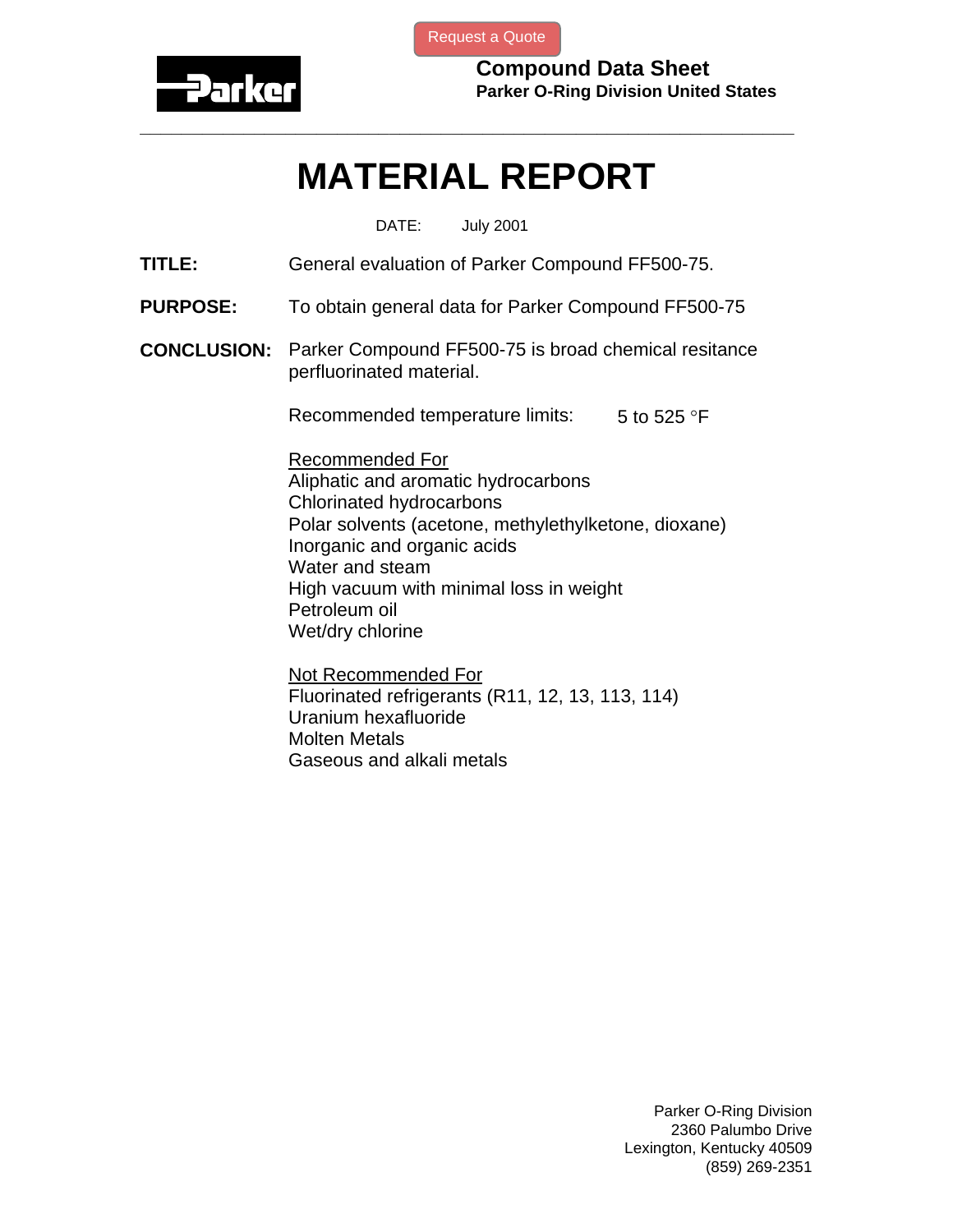Request a Quote

**Compound Data Sheet**
**Parker O-Ring Division United States**

---

# MATERIAL REPORT

DATE: July 2001

**TITLE:** General evaluation of Parker Compound FF500-75.

**PURPOSE:** To obtain general data for Parker Compound FF500-75

**CONCLUSION:** Parker Compound FF500-75 is broad chemical resitance perfluorinated material.

Recommended temperature limits: 5 to 525 °F

Recommended For
- Aliphatic and aromatic hydrocarbons
- Chlorinated hydrocarbons
- Polar solvents (acetone, methylethylketone, dioxane)
- Inorganic and organic acids
- Water and steam
- High vacuum with minimal loss in weight
- Petroleum oil
- Wet/dry chlorine

Not Recommended For
- Fluorinated refrigerants (R11, 12, 13, 113, 114)
- Uranium hexafluoride
- Molten Metals
- Gaseous and alkali metals

Parker O-Ring Division
2360 Palumbo Drive
Lexington, Kentucky 40509
(859) 269-2351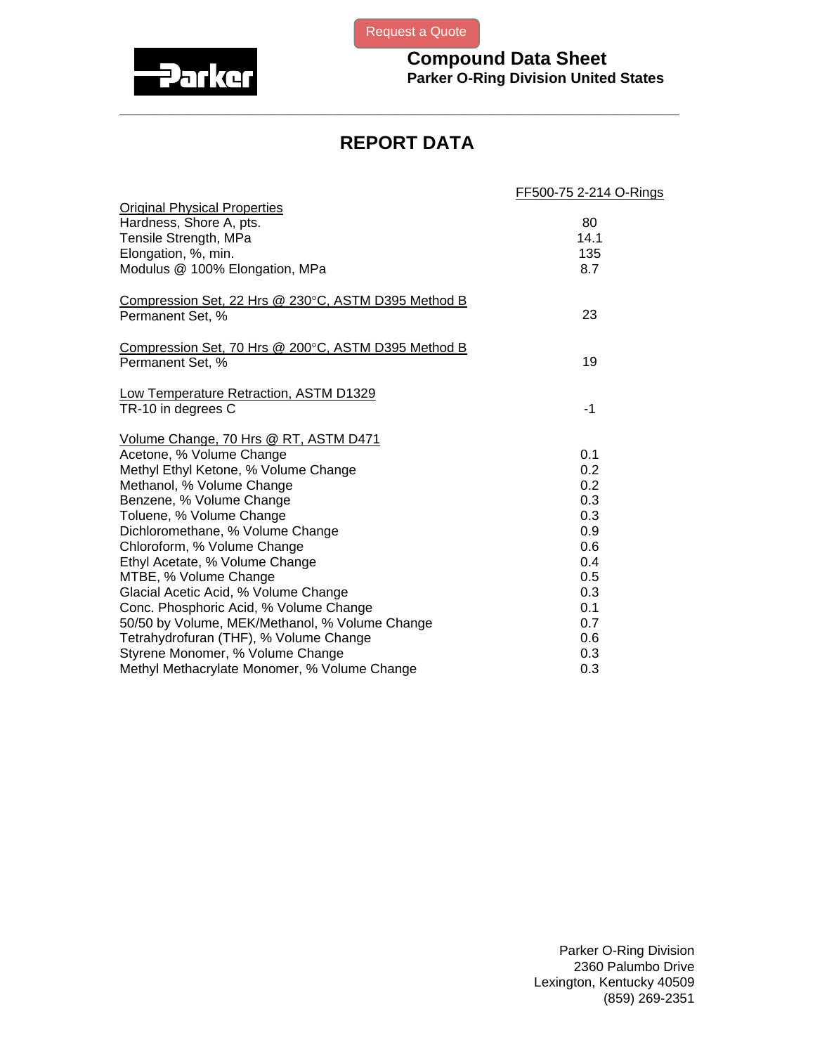Request a Quote

**Parker**

## Compound Data Sheet
**Parker O-Ring Division United States**

# REPORT DATA

| | FF500-75 2-214 O-Rings |
|---|---|
| **Original Physical Properties** | |
| Hardness, Shore A, pts. | 80 |
| Tensile Strength, MPa | 14.1 |
| Elongation, %, min. | 135 |
| Modulus @ 100% Elongation, MPa | 8.7 |
| **Compression Set, 22 Hrs @ 230°C, ASTM D395 Method B** | |
| Permanent Set, % | 23 |
| **Compression Set, 70 Hrs @ 200°C, ASTM D395 Method B** | |
| Permanent Set, % | 19 |
| **Low Temperature Retraction, ASTM D1329** | |
| TR-10 in degrees C | -1 |
| **Volume Change, 70 Hrs @ RT, ASTM D471** | |
| Acetone, % Volume Change | 0.1 |
| Methyl Ethyl Ketone, % Volume Change | 0.2 |
| Methanol, % Volume Change | 0.2 |
| Benzene, % Volume Change | 0.3 |
| Toluene, % Volume Change | 0.3 |
| Dichloromethane, % Volume Change | 0.9 |
| Chloroform, % Volume Change | 0.6 |
| Ethyl Acetate, % Volume Change | 0.4 |
| MTBE, % Volume Change | 0.5 |
| Glacial Acetic Acid, % Volume Change | 0.3 |
| Conc. Phosphoric Acid, % Volume Change | 0.1 |
| 50/50 by Volume, MEK/Methanol, % Volume Change | 0.7 |
| Tetrahydrofuran (THF), % Volume Change | 0.6 |
| Styrene Monomer, % Volume Change | 0.3 |
| Methyl Methacrylate Monomer, % Volume Change | 0.3 |

Parker O-Ring Division
2360 Palumbo Drive
Lexington, Kentucky 40509
(859) 269-2351